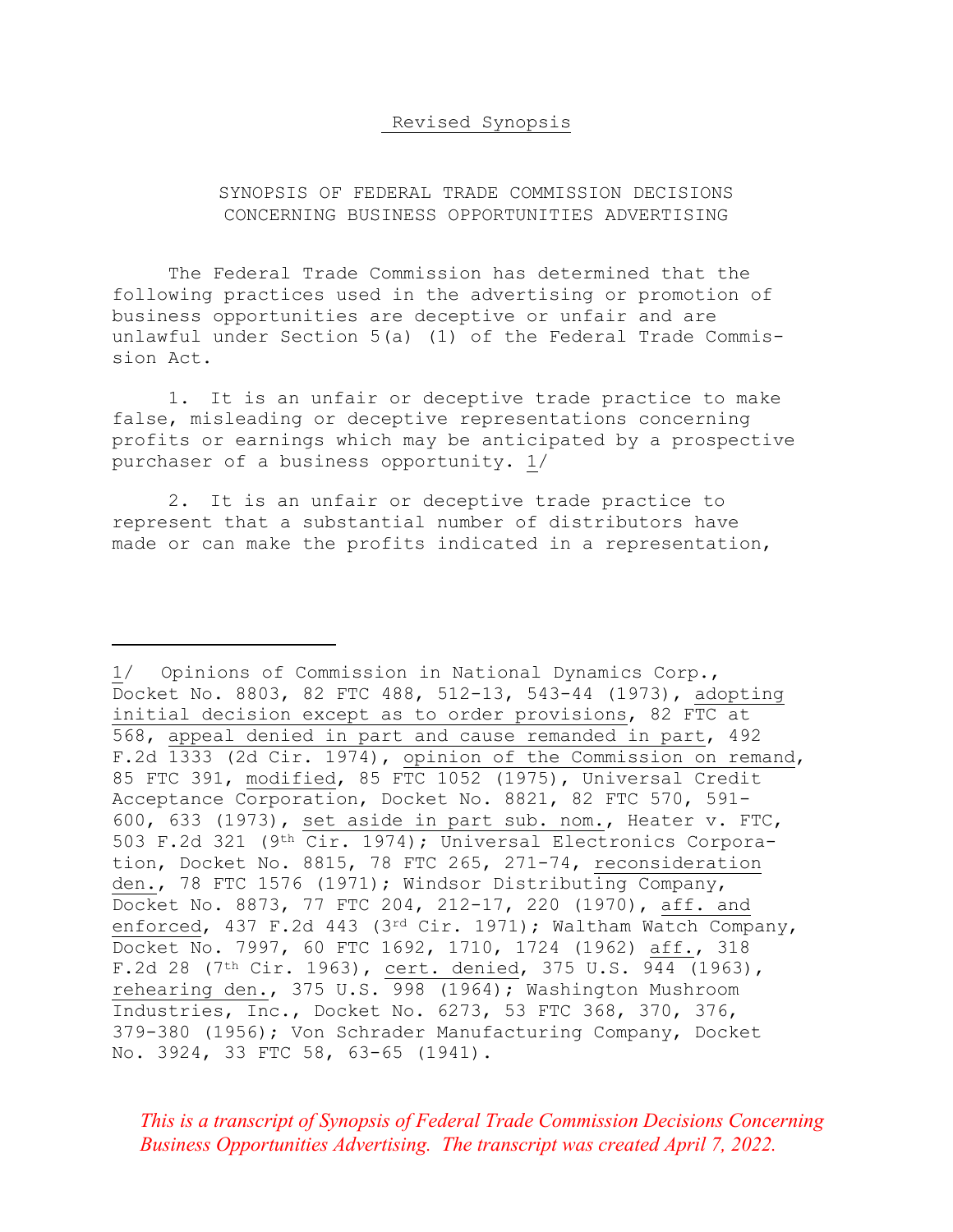Revised Synopsis

# SYNOPSIS OF FEDERAL TRADE COMMISSION DECISIONS CONCERNING BUSINESS OPPORTUNITIES ADVERTISING

The Federal Trade Commission has determined that the following practices used in the advertising or promotion of business opportunities are deceptive or unfair and are unlawful under Section 5(a) (1) of the Federal Trade Commission Act.

1. It is an unfair or deceptive trade practice to make false, misleading or deceptive representations concerning profits or earnings which may be anticipated by a prospective purchaser of a business opportunity. 1/

2. It is an unfair or deceptive trade practice to represent that a substantial number of distributors have made or can make the profits indicated in a representation,

---

1/ Opinions of Commission in National Dynamics Corp., Docket No. 8803, 82 FTC 488, 512-13, 543-44 (1973), adopting initial decision except as to order provisions, 82 FTC at 568, appeal denied in part and cause remanded in part, 492 F.2d 1333 (2d Cir. 1974), opinion of the Commission on remand, 85 FTC 391, modified, 85 FTC 1052 (1975), Universal Credit Acceptance Corporation, Docket No. 8821, 82 FTC 570, 591-600, 633 (1973), set aside in part sub. nom., Heater v. FTC, 503 F.2d 321 (9th Cir. 1974); Universal Electronics Corporation, Docket No. 8815, 78 FTC 265, 271-74, reconsideration den., 78 FTC 1576 (1971); Windsor Distributing Company, Docket No. 8873, 77 FTC 204, 212-17, 220 (1970), aff. and enforced, 437 F.2d 443 (3rd Cir. 1971); Waltham Watch Company, Docket No. 7997, 60 FTC 1692, 1710, 1724 (1962) aff., 318 F.2d 28 (7th Cir. 1963), cert. denied, 375 U.S. 944 (1963), rehearing den., 375 U.S. 998 (1964); Washington Mushroom Industries, Inc., Docket No. 6273, 53 FTC 368, 370, 376, 379-380 (1956); Von Schrader Manufacturing Company, Docket No. 3924, 33 FTC 58, 63-65 (1941).

*This is a transcript of Synopsis of Federal Trade Commission Decisions Concerning Business Opportunities Advertising. The transcript was created April 7, 2022.*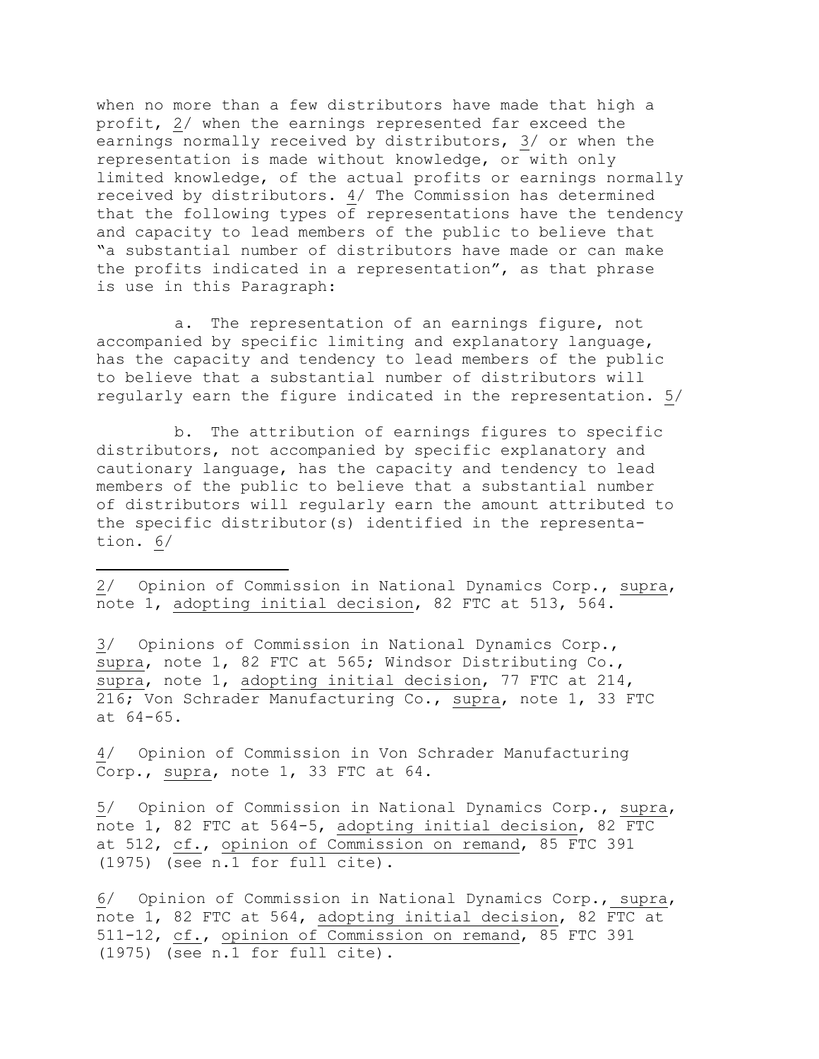when no more than a few distributors have made that high a profit, 2/ when the earnings represented far exceed the earnings normally received by distributors, 3/ or when the representation is made without knowledge, or with only limited knowledge, of the actual profits or earnings normally received by distributors. 4/ The Commission has determined that the following types of representations have the tendency and capacity to lead members of the public to believe that "a substantial number of distributors have made or can make the profits indicated in a representation", as that phrase is use in this Paragraph:

a. The representation of an earnings figure, not accompanied by specific limiting and explanatory language, has the capacity and tendency to lead members of the public to believe that a substantial number of distributors will regularly earn the figure indicated in the representation. 5/

b. The attribution of earnings figures to specific distributors, not accompanied by specific explanatory and cautionary language, has the capacity and tendency to lead members of the public to believe that a substantial number of distributors will regularly earn the amount attributed to the specific distributor(s) identified in the representation. 6/

---

2/ Opinion of Commission in National Dynamics Corp., supra, note 1, adopting initial decision, 82 FTC at 513, 564.

3/ Opinions of Commission in National Dynamics Corp., supra, note 1, 82 FTC at 565; Windsor Distributing Co., supra, note 1, adopting initial decision, 77 FTC at 214, 216; Von Schrader Manufacturing Co., supra, note 1, 33 FTC at 64-65.

4/ Opinion of Commission in Von Schrader Manufacturing Corp., supra, note 1, 33 FTC at 64.

5/ Opinion of Commission in National Dynamics Corp., supra, note 1, 82 FTC at 564-5, adopting initial decision, 82 FTC at 512, cf., opinion of Commission on remand, 85 FTC 391 (1975) (see n.1 for full cite).

6/ Opinion of Commission in National Dynamics Corp., supra, note 1, 82 FTC at 564, adopting initial decision, 82 FTC at 511-12, cf., opinion of Commission on remand, 85 FTC 391 (1975) (see n.1 for full cite).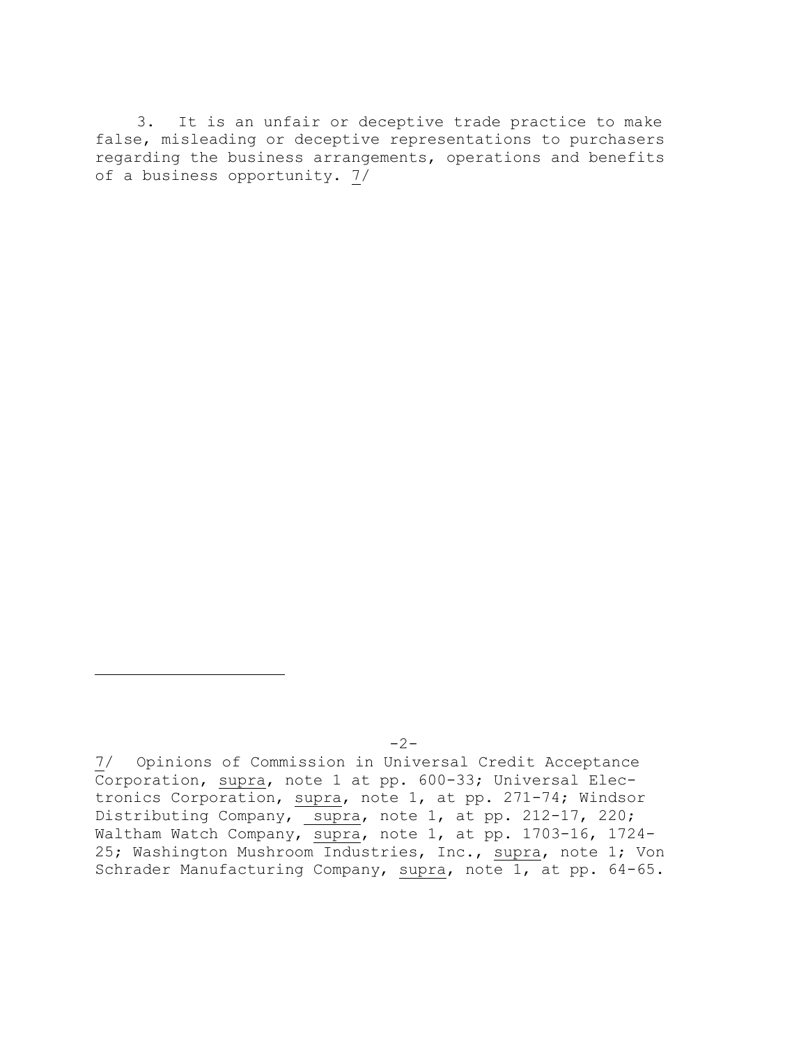3. It is an unfair or deceptive trade practice to make false, misleading or deceptive representations to purchasers regarding the business arrangements, operations and benefits of a business opportunity. 7/

---

7/ Opinions of Commission in Universal Credit Acceptance Corporation, *supra*, note 1 at pp. 600-33; Universal Electronics Corporation, *supra*, note 1, at pp. 271-74; Windsor Distributing Company, *supra*, note 1, at pp. 212-17, 220; Waltham Watch Company, *supra*, note 1, at pp. 1703-16, 1724-25; Washington Mushroom Industries, Inc., *supra*, note 1; Von Schrader Manufacturing Company, *supra*, note 1, at pp. 64-65.